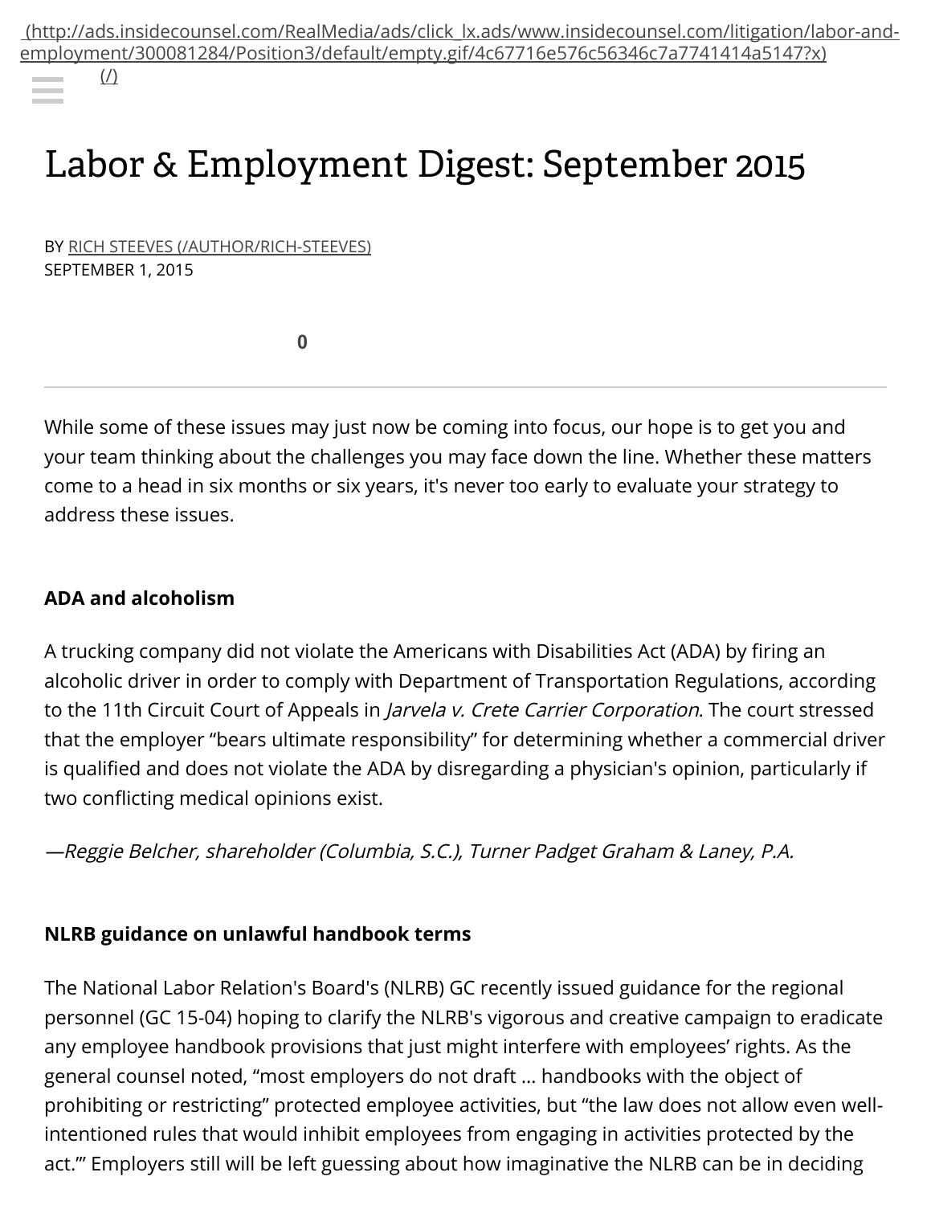(http://ads.insidecounsel.com/RealMedia/ads/click_lx.ads/www.insidecounsel.com/litigation/labor-and-employment/300081284/Position3/default/empty.gif/4c67716e576c56346c7a7741414a5147?x)

(/)

# Labor & Employment Digest: September 2015

BY RICH STEEVES (/AUTHOR/RICH-STEEVES)
SEPTEMBER 1, 2015

0

While some of these issues may just now be coming into focus, our hope is to get you and your team thinking about the challenges you may face down the line. Whether these matters come to a head in six months or six years, it's never too early to evaluate your strategy to address these issues.

**ADA and alcoholism**

A trucking company did not violate the Americans with Disabilities Act (ADA) by firing an alcoholic driver in order to comply with Department of Transportation Regulations, according to the 11th Circuit Court of Appeals in *Jarvela v. Crete Carrier Corporation*. The court stressed that the employer "bears ultimate responsibility" for determining whether a commercial driver is qualified and does not violate the ADA by disregarding a physician's opinion, particularly if two conflicting medical opinions exist.

*—Reggie Belcher, shareholder (Columbia, S.C.), Turner Padget Graham & Laney, P.A.*

**NLRB guidance on unlawful handbook terms**

The National Labor Relation's Board's (NLRB) GC recently issued guidance for the regional personnel (GC 15-04) hoping to clarify the NLRB's vigorous and creative campaign to eradicate any employee handbook provisions that just might interfere with employees' rights. As the general counsel noted, "most employers do not draft ... handbooks with the object of prohibiting or restricting" protected employee activities, but "the law does not allow even well-intentioned rules that would inhibit employees from engaging in activities protected by the act.'" Employers still will be left guessing about how imaginative the NLRB can be in deciding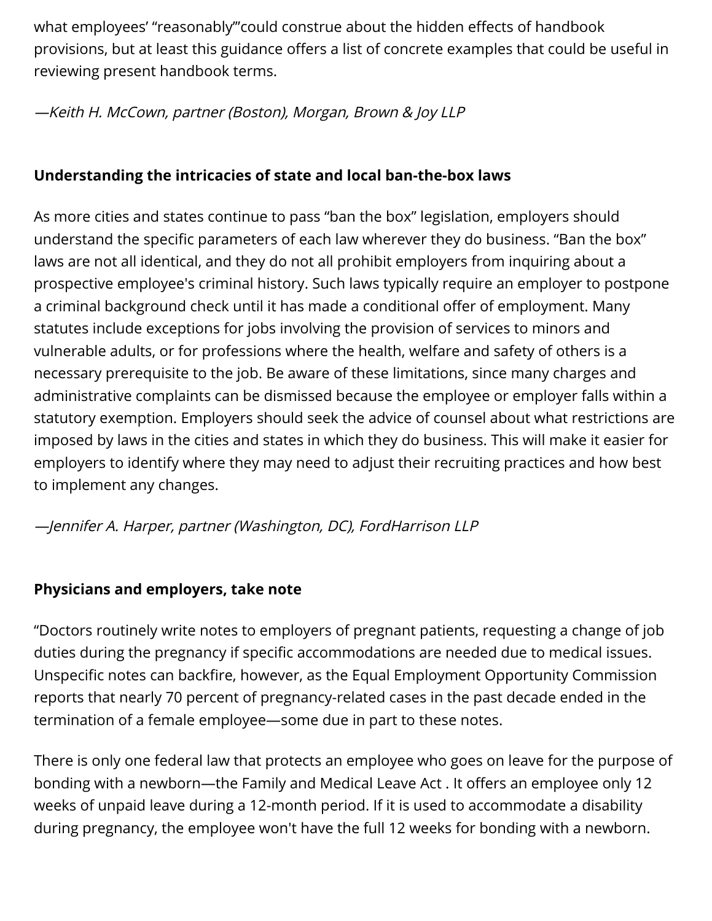what employees' "reasonably"'could construe about the hidden effects of handbook provisions, but at least this guidance offers a list of concrete examples that could be useful in reviewing present handbook terms.

*—Keith H. McCown, partner (Boston), Morgan, Brown & Joy LLP*

**Understanding the intricacies of state and local ban-the-box laws**

As more cities and states continue to pass "ban the box" legislation, employers should understand the specific parameters of each law wherever they do business. "Ban the box" laws are not all identical, and they do not all prohibit employers from inquiring about a prospective employee's criminal history. Such laws typically require an employer to postpone a criminal background check until it has made a conditional offer of employment. Many statutes include exceptions for jobs involving the provision of services to minors and vulnerable adults, or for professions where the health, welfare and safety of others is a necessary prerequisite to the job. Be aware of these limitations, since many charges and administrative complaints can be dismissed because the employee or employer falls within a statutory exemption. Employers should seek the advice of counsel about what restrictions are imposed by laws in the cities and states in which they do business. This will make it easier for employers to identify where they may need to adjust their recruiting practices and how best to implement any changes.

*—Jennifer A. Harper, partner (Washington, DC), FordHarrison LLP*

**Physicians and employers, take note**

"Doctors routinely write notes to employers of pregnant patients, requesting a change of job duties during the pregnancy if specific accommodations are needed due to medical issues. Unspecific notes can backfire, however, as the Equal Employment Opportunity Commission reports that nearly 70 percent of pregnancy-related cases in the past decade ended in the termination of a female employee—some due in part to these notes.

There is only one federal law that protects an employee who goes on leave for the purpose of bonding with a newborn—the Family and Medical Leave Act . It offers an employee only 12 weeks of unpaid leave during a 12-month period. If it is used to accommodate a disability during pregnancy, the employee won't have the full 12 weeks for bonding with a newborn.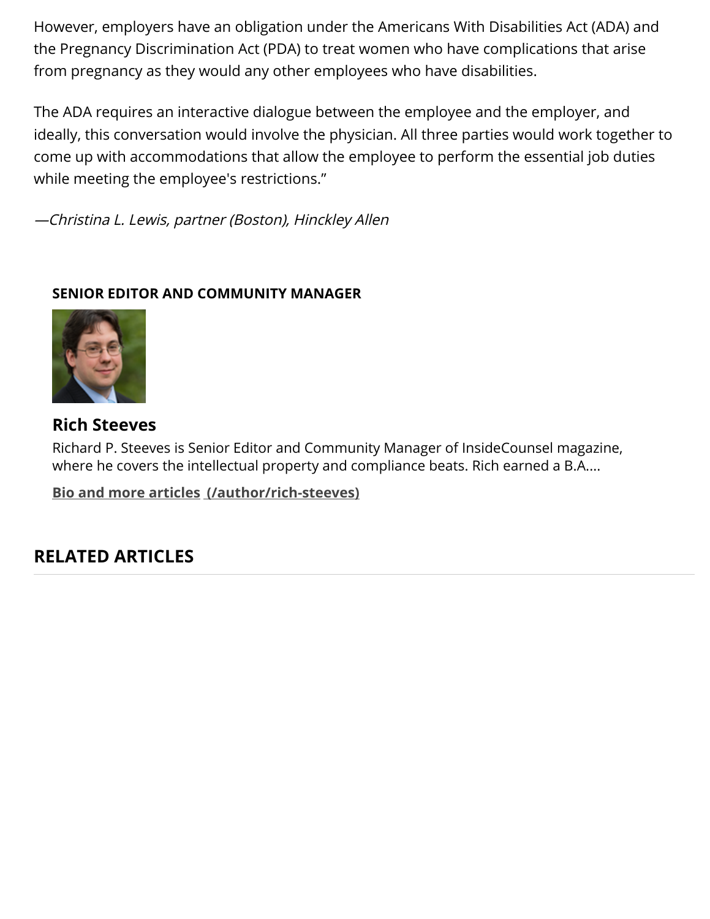However, employers have an obligation under the Americans With Disabilities Act (ADA) and the Pregnancy Discrimination Act (PDA) to treat women who have complications that arise from pregnancy as they would any other employees who have disabilities.

The ADA requires an interactive dialogue between the employee and the employer, and ideally, this conversation would involve the physician. All three parties would work together to come up with accommodations that allow the employee to perform the essential job duties while meeting the employee's restrictions."

*—Christina L. Lewis, partner (Boston), Hinckley Allen*

**SENIOR EDITOR AND COMMUNITY MANAGER**

### Rich Steeves

Richard P. Steeves is Senior Editor and Community Manager of InsideCounsel magazine, where he covers the intellectual property and compliance beats. Rich earned a B.A....

**Bio and more articles (/author/rich-steeves)**

## RELATED ARTICLES